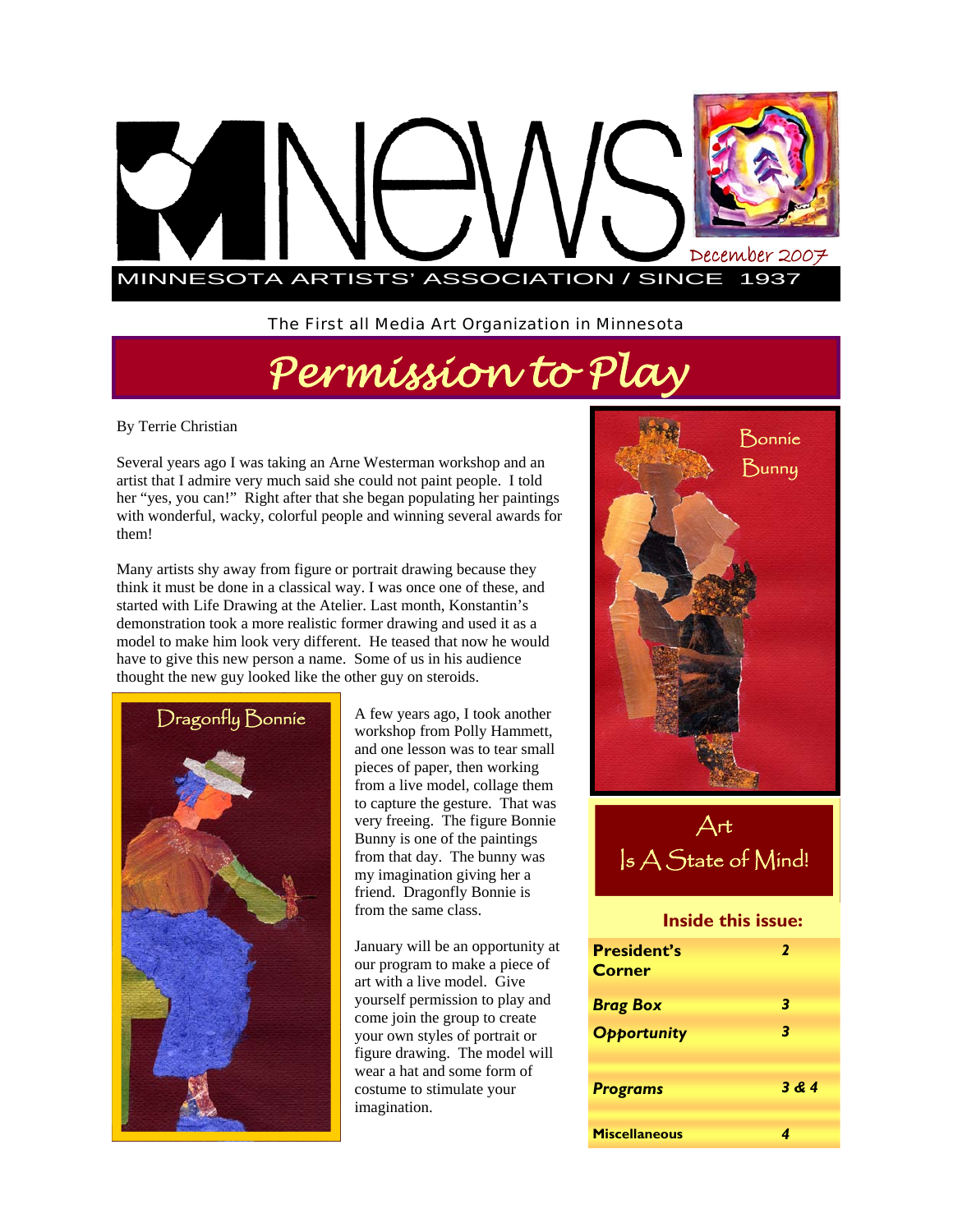# MNews

December 2007

MINNESOTA ARTISTS' ASSOCIATION / SINCE 1937

The First all Media Art Organization in Minnesota

# Permission to Play

By Terrie Christian

Several years ago I was taking an Arne Westerman workshop and an artist that I admire very much said she could not paint people. I told her "yes, you can!" Right after that she began populating her paintings with wonderful, wacky, colorful people and winning several awards for them!

Many artists shy away from figure or portrait drawing because they think it must be done in a classical way. I was once one of these, and started with Life Drawing at the Atelier. Last month, Konstantin's demonstration took a more realistic former drawing and used it as a model to make him look very different. He teased that now he would have to give this new person a name. Some of us in his audience thought the new guy looked like the other guy on steroids.

Dragonfly Bonnie

A few years ago, I took another workshop from Polly Hammett, and one lesson was to tear small pieces of paper, then working from a live model, collage them to capture the gesture. That was very freeing. The figure Bonnie Bunny is one of the paintings from that day. The bunny was my imagination giving her a friend. Dragonfly Bonnie is from the same class.

January will be an opportunity at our program to make a piece of art with a live model. Give yourself permission to play and come join the group to create your own styles of portrait or figure drawing. The model will wear a hat and some form of costume to stimulate your imagination.

Bonnie Bunny

Art Is A State of Mind!

## Inside this issue:

| | |
|---|---|
| **President's Corner** | 2 |
| ***Brag Box*** | 3 |
| ***Opportunity*** | 3 |
| ***Programs*** | 3 & 4 |
| **Miscellaneous** | 4 |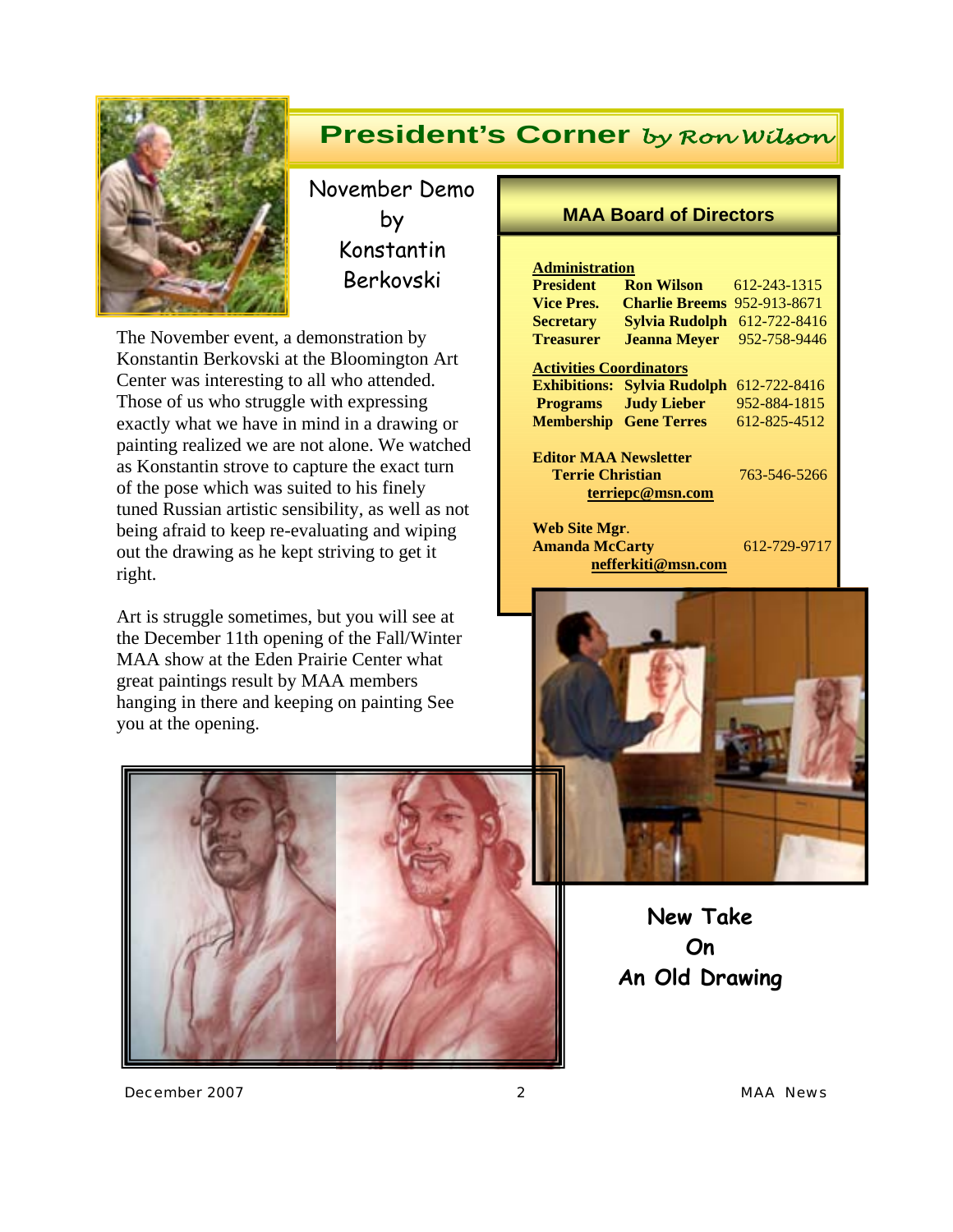# President's Corner *by Ron Wilson*

## November Demo by Konstantin Berkovski

The November event, a demonstration by Konstantin Berkovski at the Bloomington Art Center was interesting to all who attended. Those of us who struggle with expressing exactly what we have in mind in a drawing or painting realized we are not alone. We watched as Konstantin strove to capture the exact turn of the pose which was suited to his finely tuned Russian artistic sensibility, as well as not being afraid to keep re-evaluating and wiping out the drawing as he kept striving to get it right.

Art is struggle sometimes, but you will see at the December 11th opening of the Fall/Winter MAA show at the Eden Prairie Center what great paintings result by MAA members hanging in there and keeping on painting See you at the opening.

## MAA Board of Directors

**Administration**

| | | |
|---|---|---|
| **President** | **Ron Wilson** | 612-243-1315 |
| **Vice Pres.** | **Charlie Breems** | 952-913-8671 |
| **Secretary** | **Sylvia Rudolph** | 612-722-8416 |
| **Treasurer** | **Jeanna Meyer** | 952-758-9446 |

**Activities Coordinators**

| | | |
|---|---|---|
| **Exhibitions:** | **Sylvia Rudolph** | 612-722-8416 |
| **Programs** | **Judy Lieber** | 952-884-1815 |
| **Membership** | **Gene Terres** | 612-825-4512 |

**Editor MAA Newsletter**
**Terrie Christian** 763-546-5266
**terriepc@msn.com**

**Web Site Mgr.**
**Amanda McCarty** 612-729-9717
**nefferkiti@msn.com**

**New Take On An Old Drawing**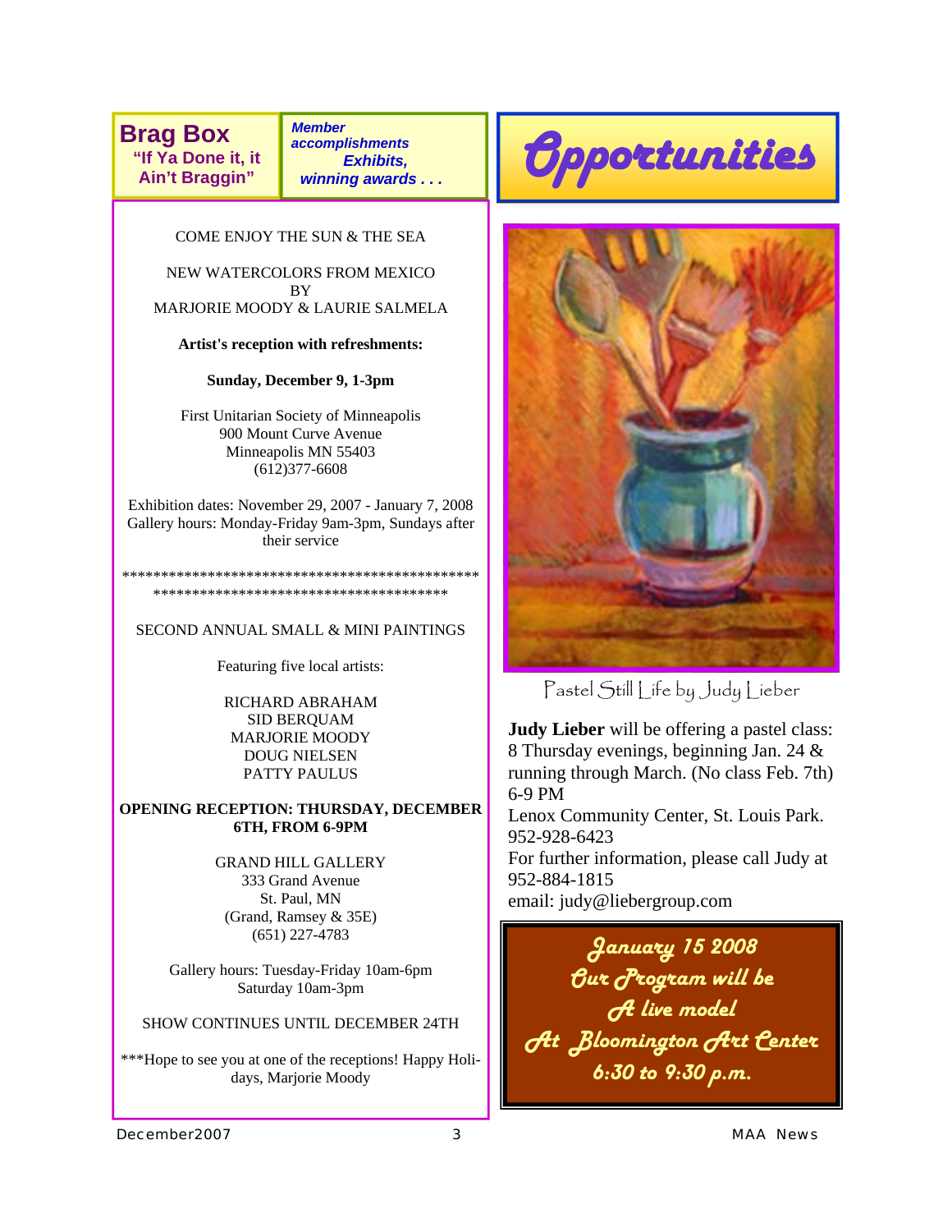## Brag Box

**"If Ya Done it, it Ain't Braggin"**

***Member accomplishments Exhibits, winning awards . . .***

COME ENJOY THE SUN & THE SEA

NEW WATERCOLORS FROM MEXICO
BY
MARJORIE MOODY & LAURIE SALMELA

**Artist's reception with refreshments:**

**Sunday, December 9, 1-3pm**

First Unitarian Society of Minneapolis
900 Mount Curve Avenue
Minneapolis MN 55403
(612)377-6608

Exhibition dates: November 29, 2007 - January 7, 2008
Gallery hours: Monday-Friday 9am-3pm, Sundays after their service

*****************************************************************************************

SECOND ANNUAL SMALL & MINI PAINTINGS

Featuring five local artists:

RICHARD ABRAHAM
SID BERQUAM
MARJORIE MOODY
DOUG NIELSEN
PATTY PAULUS

**OPENING RECEPTION: THURSDAY, DECEMBER 6TH, FROM 6-9PM**

GRAND HILL GALLERY
333 Grand Avenue
St. Paul, MN
(Grand, Ramsey & 35E)
(651) 227-4783

Gallery hours: Tuesday-Friday 10am-6pm
Saturday 10am-3pm

SHOW CONTINUES UNTIL DECEMBER 24TH

***Hope to see you at one of the receptions! Happy Holidays, Marjorie Moody

## Opportunities

Pastel Still Life by Judy Lieber

**Judy Lieber** will be offering a pastel class: 8 Thursday evenings, beginning Jan. 24 & running through March. (No class Feb. 7th) 6-9 PM
Lenox Community Center, St. Louis Park. 952-928-6423
For further information, please call Judy at 952-884-1815
email: judy@liebergroup.com

**January 15 2008**
**Our Program will be**
**A live model**
**At Bloomington Art Center**
**6:30 to 9:30 p.m.**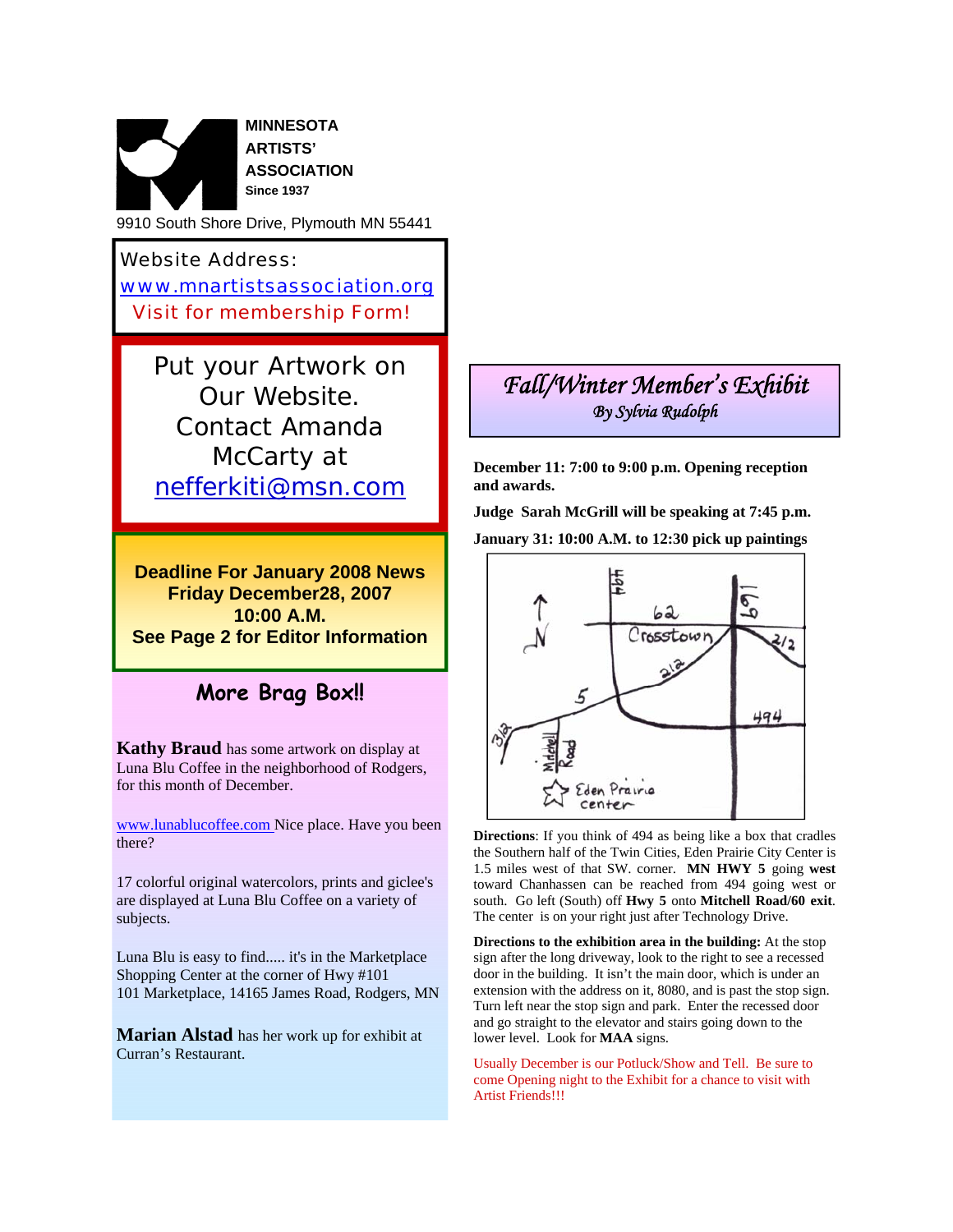**MINNESOTA ARTISTS' ASSOCIATION**
**Since 1937**

9910 South Shore Drive, Plymouth MN 55441

Website Address:
www.mnartistsassociation.org
Visit for membership Form!

Put your Artwork on Our Website. Contact Amanda McCarty at nefferkiti@msn.com

**Deadline For January 2008 News**
**Friday December28, 2007**
**10:00 A.M.**
**See Page 2 for Editor Information**

## More Brag Box!!

**Kathy Braud** has some artwork on display at Luna Blu Coffee in the neighborhood of Rodgers, for this month of December.

www.lunablucoffee.com Nice place. Have you been there?

17 colorful original watercolors, prints and giclee's are displayed at Luna Blu Coffee on a variety of subjects.

Luna Blu is easy to find..... it's in the Marketplace Shopping Center at the corner of Hwy #101
101 Marketplace, 14165 James Road, Rodgers, MN

**Marian Alstad** has her work up for exhibit at Curran's Restaurant.

## *Fall/Winter Member's Exhibit*

*By Sylvia Rudolph*

**December 11: 7:00 to 9:00 p.m. Opening reception and awards.**

**Judge Sarah McGrill will be speaking at 7:45 p.m.**

**January 31: 10:00 A.M. to 12:30 pick up paintings**

N
494
62
169
Crosstown
212
212
5
494
312
Mitchell Road
Eden Prairie center

**Directions**: If you think of 494 as being like a box that cradles the Southern half of the Twin Cities, Eden Prairie City Center is 1.5 miles west of that SW. corner. **MN HWY 5** going **west** toward Chanhassen can be reached from 494 going west or south. Go left (South) off **Hwy 5** onto **Mitchell Road/60 exit**. The center is on your right just after Technology Drive.

**Directions to the exhibition area in the building:** At the stop sign after the long driveway, look to the right to see a recessed door in the building. It isn't the main door, which is under an extension with the address on it, 8080, and is past the stop sign. Turn left near the stop sign and park. Enter the recessed door and go straight to the elevator and stairs going down to the lower level. Look for **MAA** signs.

Usually December is our Potluck/Show and Tell. Be sure to come Opening night to the Exhibit for a chance to visit with Artist Friends!!!